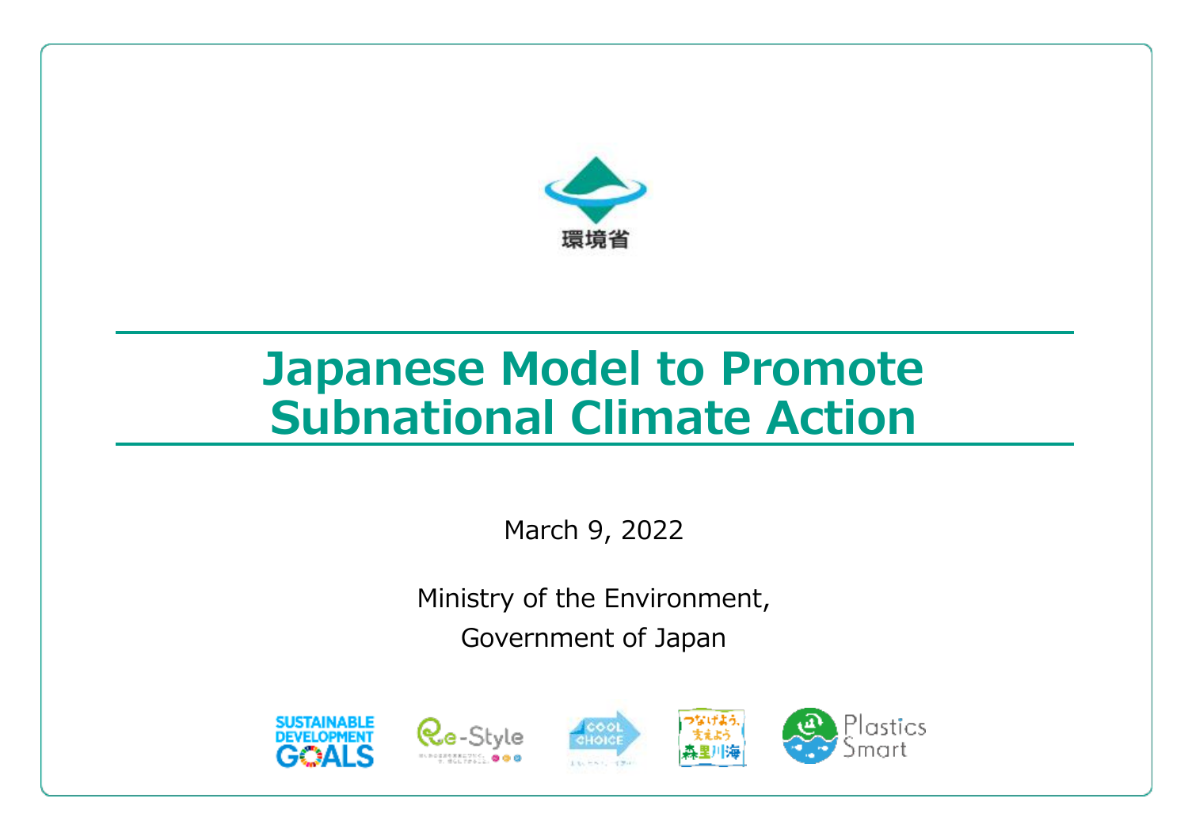環境省

# Japanese Model to Promote Subnational Climate Action

March 9, 2022

Ministry of the Environment,

Government of Japan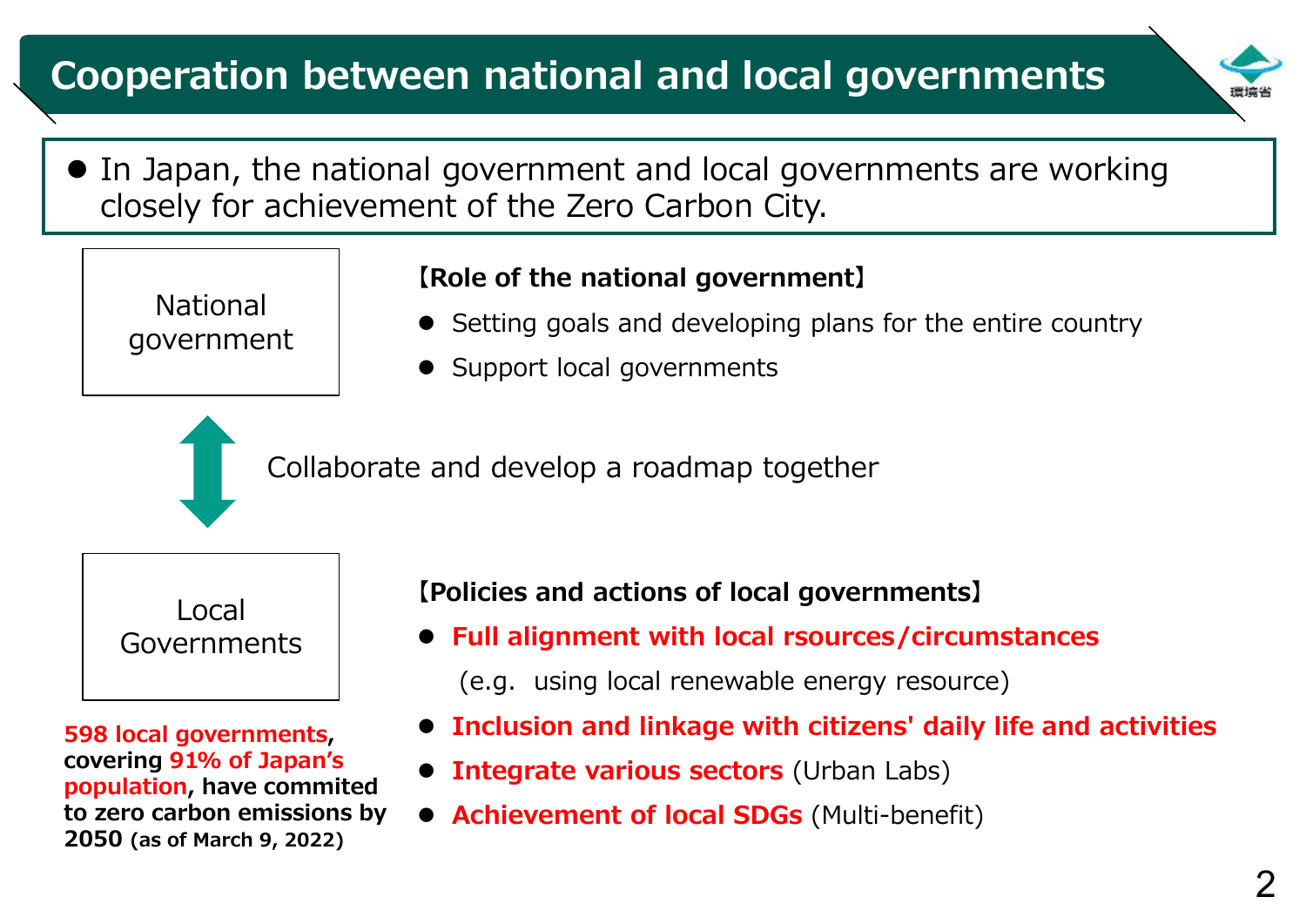# Cooperation between national and local governments

- In Japan, the national government and local governments are working closely for achievement of the Zero Carbon City.

National government

**【Role of the national government】**

- Setting goals and developing plans for the entire country
- Support local governments

Collaborate and develop a roadmap together

Local Governments

**598 local governments, covering 91% of Japan's population, have commited to zero carbon emissions by 2050 (as of March 9, 2022)**

**【Policies and actions of local governments】**

- **Full alignment with local rsources/circumstances**
  (e.g. using local renewable energy resource)
- **Inclusion and linkage with citizens' daily life and activities**
- **Integrate various sectors** (Urban Labs)
- **Achievement of local SDGs** (Multi-benefit)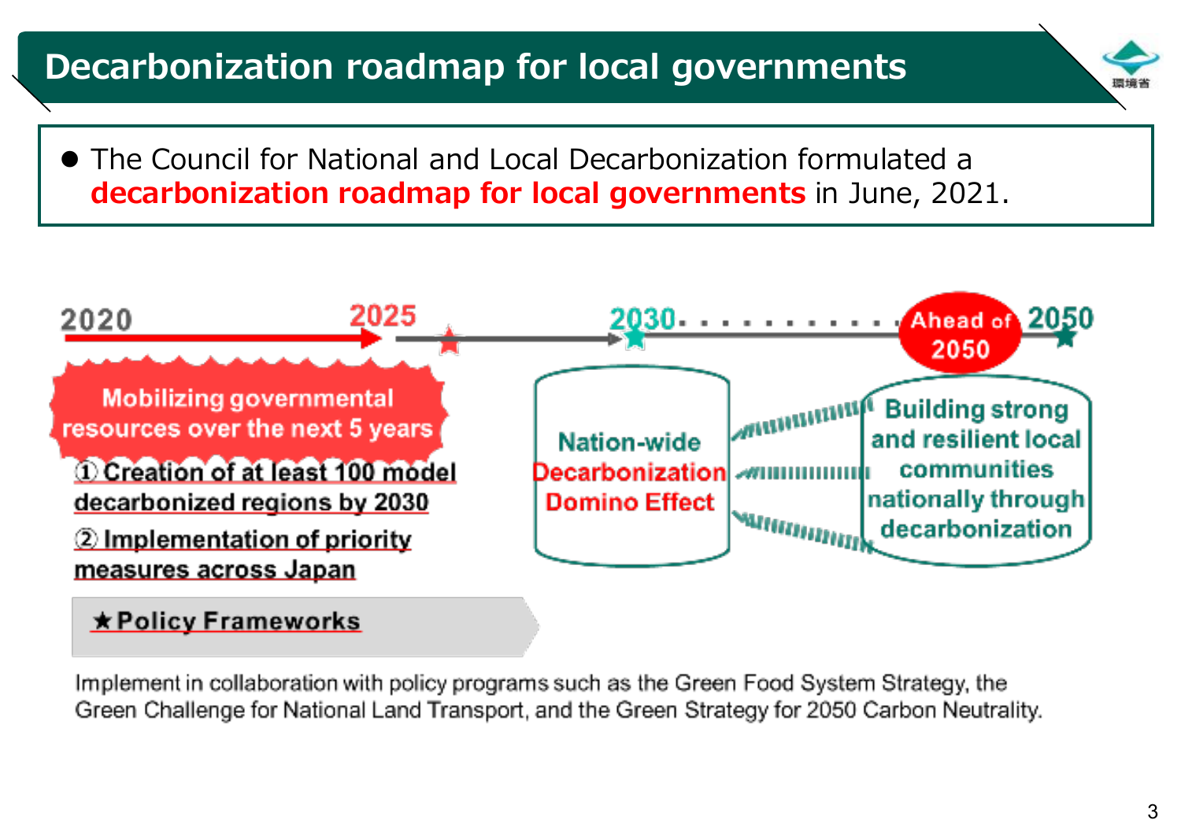# Decarbonization roadmap for local governments

- The Council for National and Local Decarbonization formulated a **decarbonization roadmap for local governments** in June, 2021.

2020 → 2025 → 2030 → Ahead of 2050 → 2050

**Mobilizing governmental resources over the next 5 years**

① Creation of at least 100 model decarbonized regions by 2030

② Implementation of priority measures across Japan

**Nation-wide Decarbonization Domino Effect**

**Building strong and resilient local communities nationally through decarbonization**

**★Policy Frameworks**

Implement in collaboration with policy programs such as the Green Food System Strategy, the Green Challenge for National Land Transport, and the Green Strategy for 2050 Carbon Neutrality.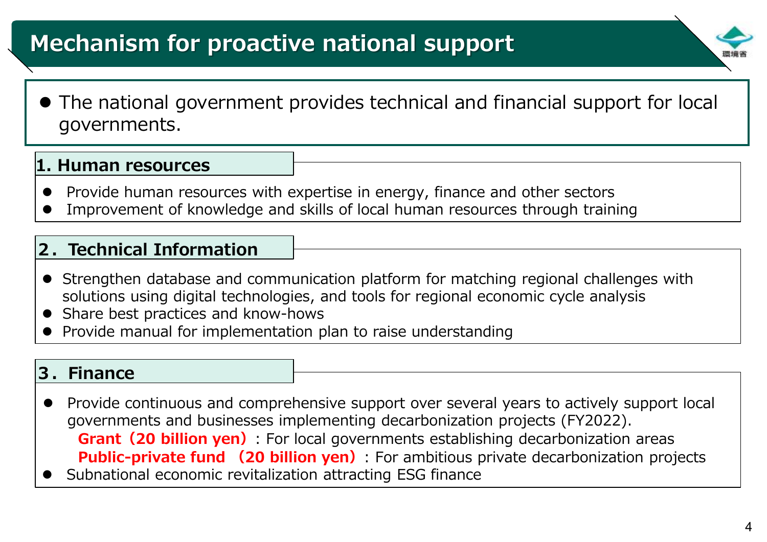# Mechanism for proactive national support

- The national government provides technical and financial support for local governments.

## 1. Human resources

- Provide human resources with expertise in energy, finance and other sectors
- Improvement of knowledge and skills of local human resources through training

## 2．Technical Information

- Strengthen database and communication platform for matching regional challenges with solutions using digital technologies, and tools for regional economic cycle analysis
- Share best practices and know-hows
- Provide manual for implementation plan to raise understanding

## 3．Finance

- Provide continuous and comprehensive support over several years to actively support local governments and businesses implementing decarbonization projects (FY2022).
  **Grant（20 billion yen）**：For local governments establishing decarbonization areas
  **Public-private fund （20 billion yen）**：For ambitious private decarbonization projects
- Subnational economic revitalization attracting ESG finance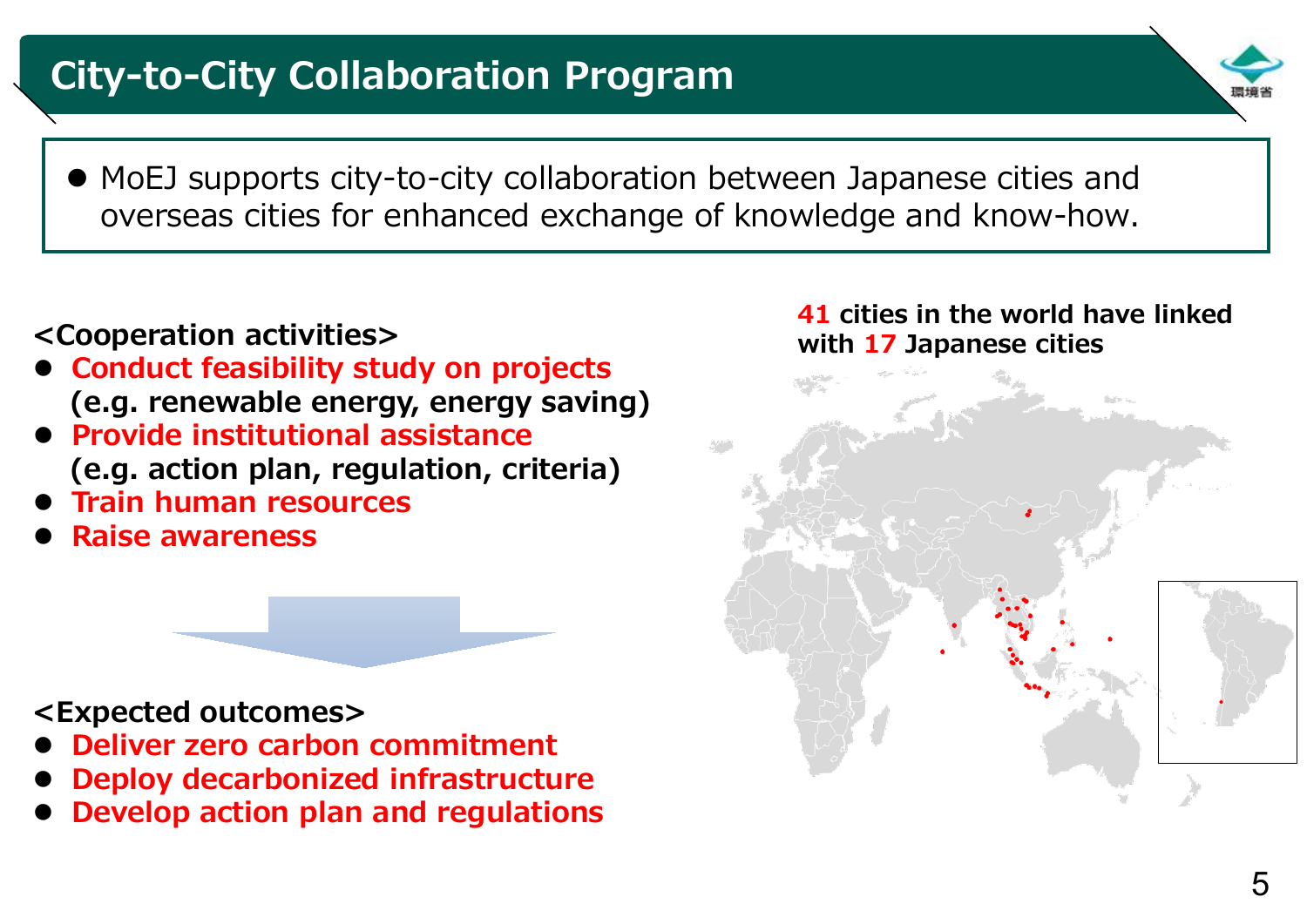# City-to-City Collaboration Program

- MoEJ supports city-to-city collaboration between Japanese cities and overseas cities for enhanced exchange of knowledge and know-how.

**<Cooperation activities>**

- **Conduct feasibility study on projects (e.g. renewable energy, energy saving)**
- **Provide institutional assistance (e.g. action plan, regulation, criteria)**
- **Train human resources**
- **Raise awareness**

**<Expected outcomes>**

- **Deliver zero carbon commitment**
- **Deploy decarbonized infrastructure**
- **Develop action plan and regulations**

**41 cities in the world have linked with 17 Japanese cities**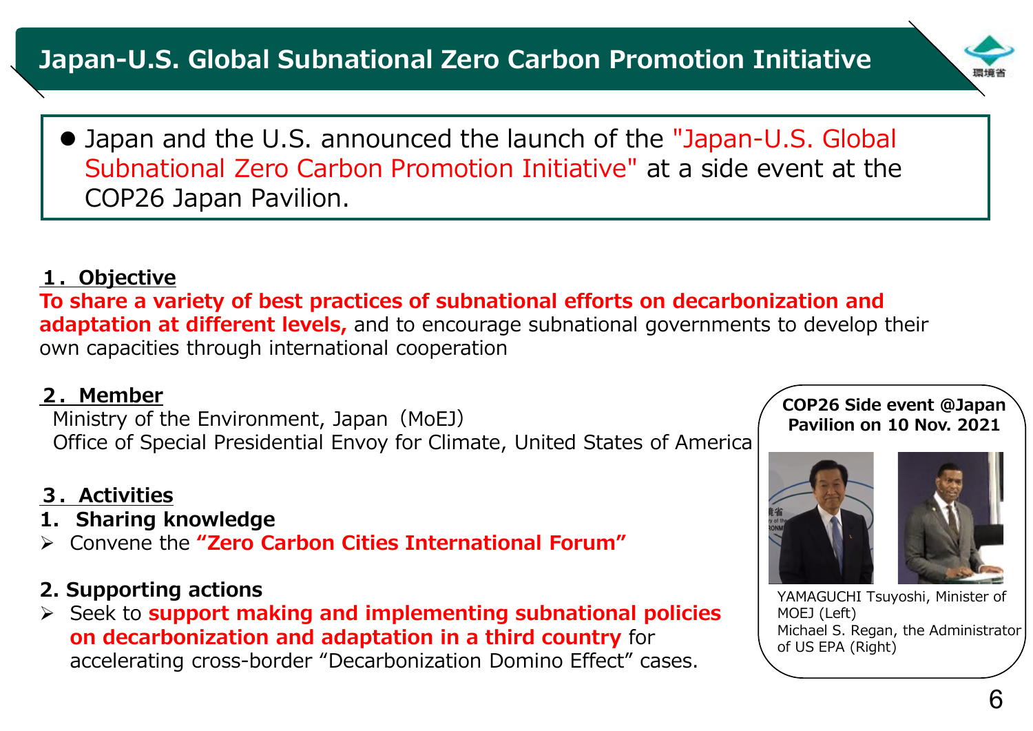# Japan-U.S. Global Subnational Zero Carbon Promotion Initiative

- Japan and the U.S. announced the launch of the "Japan-U.S. Global Subnational Zero Carbon Promotion Initiative" at a side event at the COP26 Japan Pavilion.

## １．Objective

**To share a variety of best practices of subnational efforts on decarbonization and adaptation at different levels,** and to encourage subnational governments to develop their own capacities through international cooperation

## ２．Member

Ministry of the Environment, Japan（MoEJ）
Office of Special Presidential Envoy for Climate, United States of America

## ３．Activities

### 1. Sharing knowledge

- Convene the **"Zero Carbon Cities International Forum"**

### 2. Supporting actions

- Seek to **support making and implementing subnational policies on decarbonization and adaptation in a third country** for accelerating cross-border "Decarbonization Domino Effect" cases.

**COP26 Side event @Japan Pavilion on 10 Nov. 2021**

YAMAGUCHI Tsuyoshi, Minister of MOEJ (Left)
Michael S. Regan, the Administrator of US EPA (Right)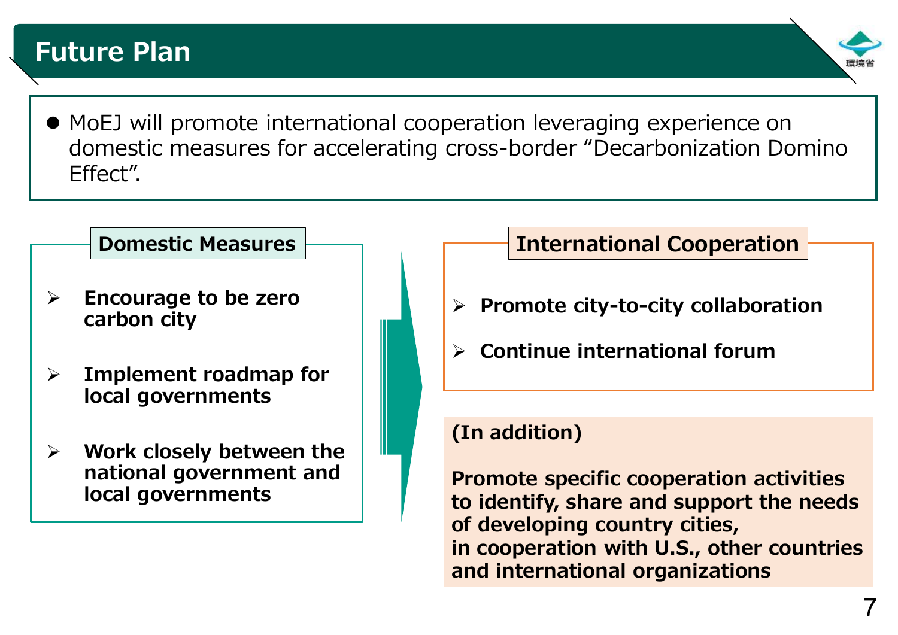# Future Plan

- MoEJ will promote international cooperation leveraging experience on domestic measures for accelerating cross-border “Decarbonization Domino Effect”.

## Domestic Measures

- **Encourage to be zero carbon city**
- **Implement roadmap for local governments**
- **Work closely between the national government and local governments**

## International Cooperation

- **Promote city-to-city collaboration**
- **Continue international forum**

**(In addition)**

**Promote specific cooperation activities to identify, share and support the needs of developing country cities, in cooperation with U.S., other countries and international organizations**